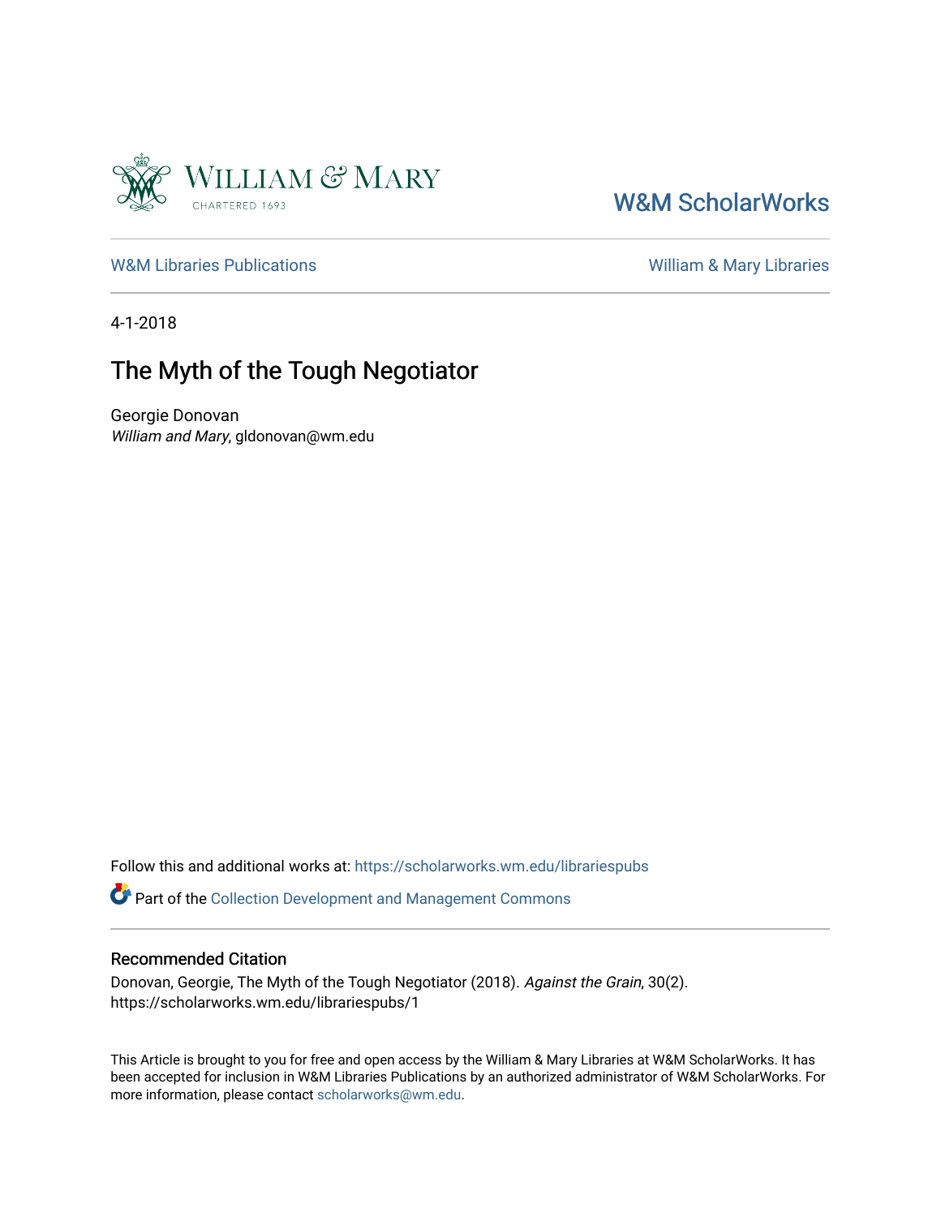W&M ScholarWorks

W&M Libraries Publications

William & Mary Libraries

4-1-2018

# The Myth of the Tough Negotiator

Georgie Donovan
*William and Mary*, gldonovan@wm.edu

Follow this and additional works at: https://scholarworks.wm.edu/librariespubs

Part of the Collection Development and Management Commons

## Recommended Citation

Donovan, Georgie, The Myth of the Tough Negotiator (2018). *Against the Grain*, 30(2). https://scholarworks.wm.edu/librariespubs/1

This Article is brought to you for free and open access by the William & Mary Libraries at W&M ScholarWorks. It has been accepted for inclusion in W&M Libraries Publications by an authorized administrator of W&M ScholarWorks. For more information, please contact scholarworks@wm.edu.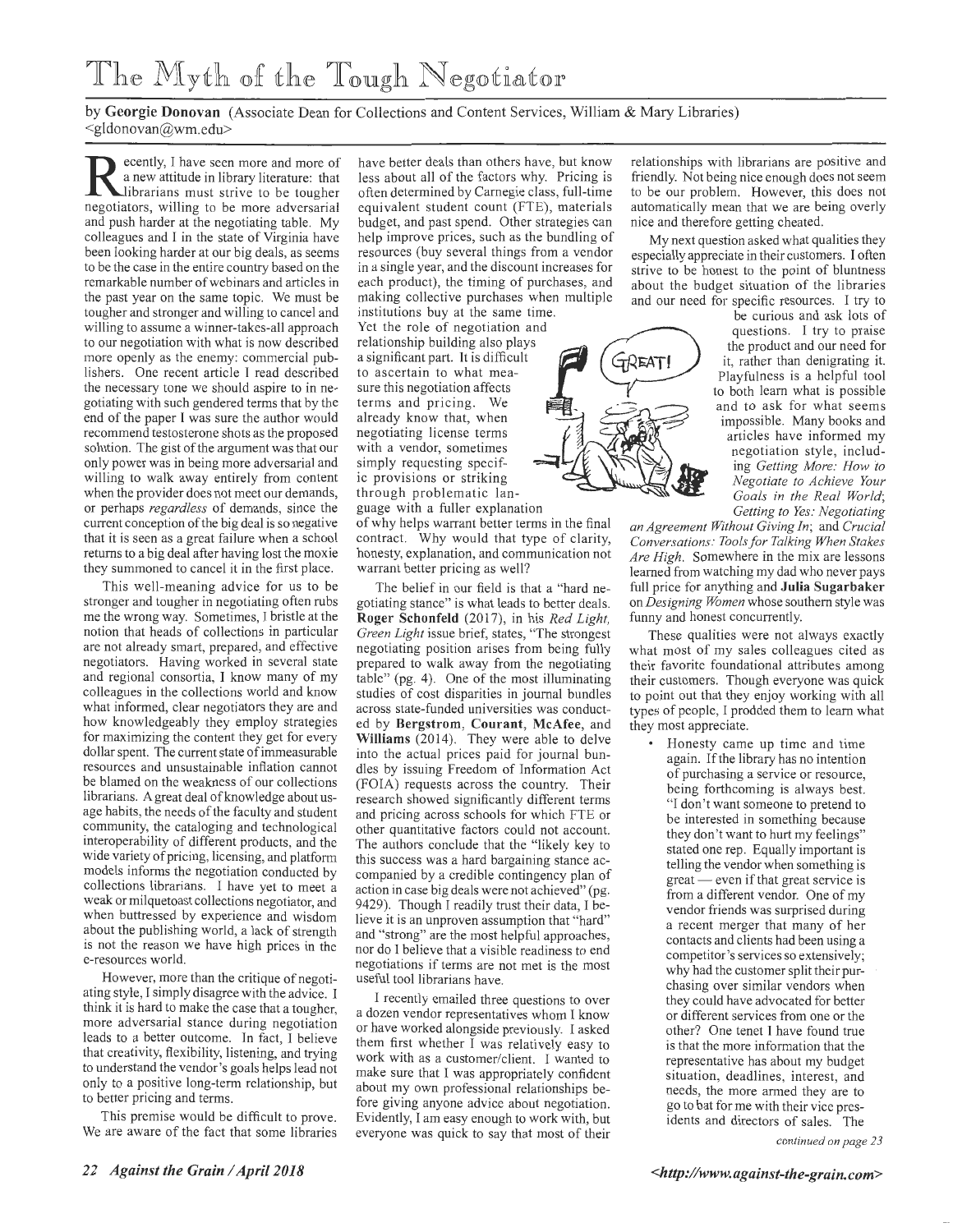# The Myth of the Tough Negotiator

by **Georgie Donovan** (Associate Dean for Collections and Content Services, William & Mary Libraries) <gldonovan@wm.edu>

Recently, I have seen more and more of a new attitude in library literature: that librarians must strive to be tougher negotiators, willing to be more adversarial and push harder at the negotiating table. My colleagues and I in the state of Virginia have been looking harder at our big deals, as seems to be the case in the entire country based on the remarkable number of webinars and articles in the past year on the same topic. We must be tougher and stronger and willing to cancel and willing to assume a winner-takes-all approach to our negotiation with what is now described more openly as the enemy: commercial publishers. One recent article I read described the necessary tone we should aspire to in negotiating with such gendered terms that by the end of the paper I was sure the author would recommend testosterone shots as the proposed solution. The gist of the argument was that our only power was in being more adversarial and willing to walk away entirely from content when the provider does not meet our demands, or perhaps *regardless* of demands, since the current conception of the big deal is so negative that it is seen as a great failure when a school returns to a big deal after having lost the moxie they summoned to cancel it in the first place.

This well-meaning advice for us to be stronger and tougher in negotiating often rubs me the wrong way. Sometimes, I bristle at the notion that heads of collections in particular are not already smart, prepared, and effective negotiators. Having worked in several state and regional consortia, I know many of my colleagues in the collections world and know what informed, clear negotiators they are and how knowledgeably they employ strategies for maximizing the content they get for every dollar spent. The current state of immeasurable resources and unsustainable inflation cannot be blamed on the weakness of our collections librarians. A great deal of knowledge about usage habits, the needs of the faculty and student community, the cataloging and technological interoperability of different products, and the wide variety of pricing, licensing, and platform models informs the negotiation conducted by collections librarians. I have yet to meet a weak or milquetoast collections negotiator, and when buttressed by experience and wisdom about the publishing world, a lack of strength is not the reason we have high prices in the e-resources world.

However, more than the critique of negotiating style, I simply disagree with the advice. I think it is hard to make the case that a tougher, more adversarial stance during negotiation leads to a better outcome. In fact, I believe that creativity, flexibility, listening, and trying to understand the vendor's goals helps lead not only to a positive long-term relationship, but to better pricing and terms.

This premise would be difficult to prove. We are aware of the fact that some libraries have better deals than others have, but know less about all of the factors why. Pricing is often determined by Carnegie class, full-time equivalent student count (FTE), materials budget, and past spend. Other strategies can help improve prices, such as the bundling of resources (buy several things from a vendor in a single year, and the discount increases for each product), the timing of purchases, and making collective purchases when multiple institutions buy at the same time. Yet the role of negotiation and relationship building also plays a significant part. It is difficult to ascertain to what measure this negotiation affects terms and pricing. We already know that, when negotiating license terms with a vendor, sometimes simply requesting specific provisions or striking through problematic language with a fuller explanation of why helps warrant better terms in the final contract. Why would that type of clarity, honesty, explanation, and communication not warrant better pricing as well?

The belief in our field is that a "hard negotiating stance" is what leads to better deals. **Roger Schonfeld** (2017), in his *Red Light, Green Light* issue brief, states, "The strongest negotiating position arises from being fully prepared to walk away from the negotiating table" (pg. 4). One of the most illuminating studies of cost disparities in journal bundles across state-funded universities was conducted by **Bergstrom**, **Courant**, **McAfee**, and **Williams** (2014). They were able to delve into the actual prices paid for journal bundles by issuing Freedom of Information Act (FOIA) requests across the country. Their research showed significantly different terms and pricing across schools for which FTE or other quantitative factors could not account. The authors conclude that the "likely key to this success was a hard bargaining stance accompanied by a credible contingency plan of action in case big deals were not achieved" (pg. 9429). Though I readily trust their data, I believe it is an unproven assumption that "hard" and "strong" are the most helpful approaches, nor do I believe that a visible readiness to end negotiations if terms are not met is the most useful tool librarians have.

I recently emailed three questions to over a dozen vendor representatives whom I know or have worked alongside previously. I asked them first whether I was relatively easy to work with as a customer/client. I wanted to make sure that I was appropriately confident about my own professional relationships before giving anyone advice about negotiation. Evidently, I am easy enough to work with, but everyone was quick to say that most of their relationships with librarians are positive and friendly. Not being nice enough does not seem to be our problem. However, this does not automatically mean that we are being overly nice and therefore getting cheated.

My next question asked what qualities they especially appreciate in their customers. I often strive to be honest to the point of bluntness about the budget situation of the libraries and our need for specific resources. I try to be curious and ask lots of questions. I try to praise the product and our need for it, rather than denigrating it. Playfulness is a helpful tool to both learn what is possible and to ask for what seems impossible. Many books and articles have informed my negotiation style, including *Getting More: How to Negotiate to Achieve Your Goals in the Real World*; *Getting to Yes: Negotiating an Agreement Without Giving In*; and *Crucial Conversations: Tools for Talking When Stakes Are High*. Somewhere in the mix are lessons learned from watching my dad who never pays full price for anything and **Julia Sugarbaker** on *Designing Women* whose southern style was funny and honest concurrently.

These qualities were not always exactly what most of my sales colleagues cited as their favorite foundational attributes among their customers. Though everyone was quick to point out that they enjoy working with all types of people, I prodded them to learn what they most appreciate.

- Honesty came up time and time again. If the library has no intention of purchasing a service or resource, being forthcoming is always best. "I don't want someone to pretend to be interested in something because they don't want to hurt my feelings" stated one rep. Equally important is telling the vendor when something is great — even if that great service is from a different vendor. One of my vendor friends was surprised during a recent merger that many of her contacts and clients had been using a competitor's services so extensively; why had the customer split their purchasing over similar vendors when they could have advocated for better or different services from one or the other? One tenet I have found true is that the more information that the representative has about my budget situation, deadlines, interest, and needs, the more armed they are to go to bat for me with their vice presidents and directors of sales. The

*continued on page 23*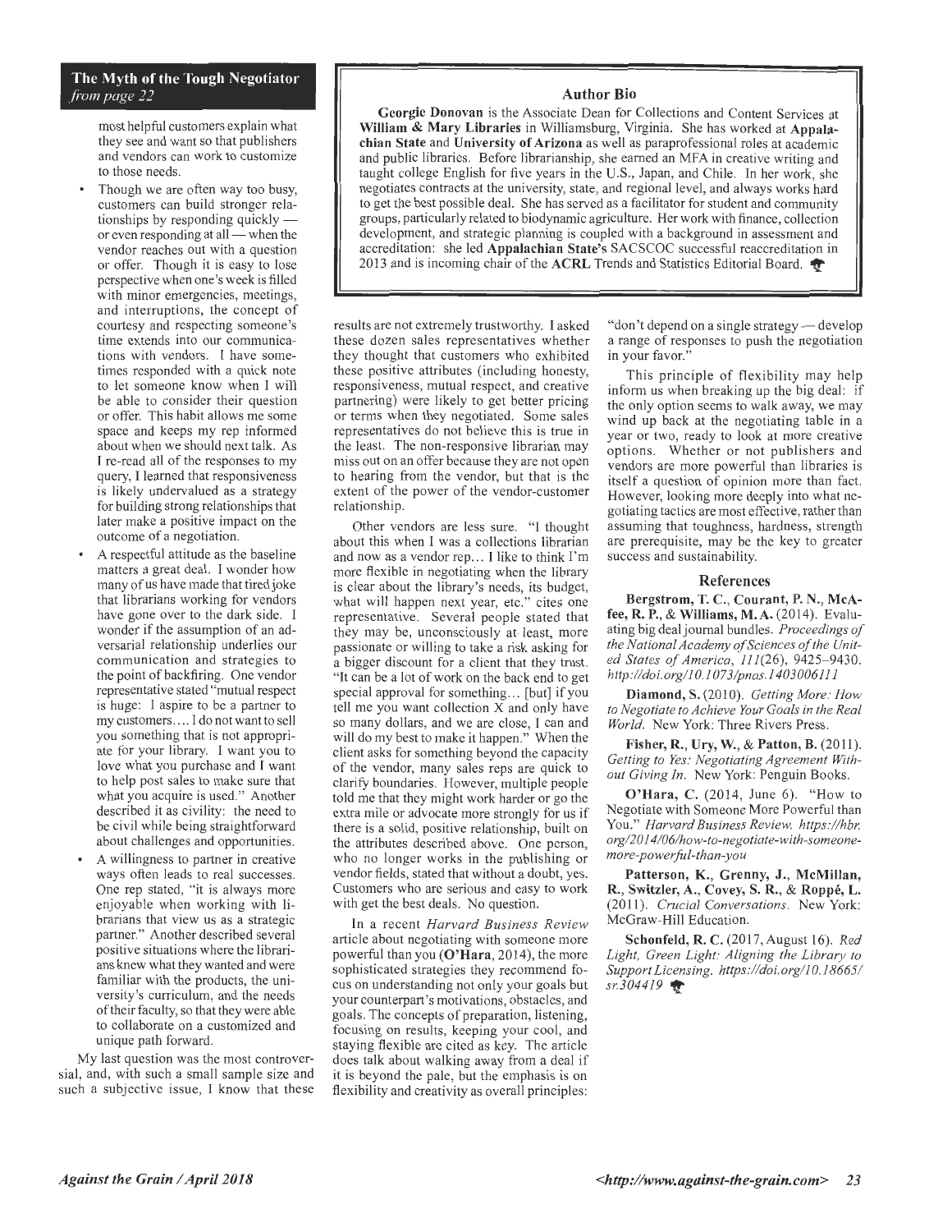## The Myth of the Tough Negotiator

*from page 22*

most helpful customers explain what they see and want so that publishers and vendors can work to customize to those needs.

- Though we are often way too busy, customers can build stronger relationships by responding quickly — or even responding at all — when the vendor reaches out with a question or offer. Though it is easy to lose perspective when one's week is filled with minor emergencies, meetings, and interruptions, the concept of courtesy and respecting someone's time extends into our communications with vendors. I have sometimes responded with a quick note to let someone know when I will be able to consider their question or offer. This habit allows me some space and keeps my rep informed about when we should next talk. As I re-read all of the responses to my query, I learned that responsiveness is likely undervalued as a strategy for building strong relationships that later make a positive impact on the outcome of a negotiation.
- A respectful attitude as the baseline matters a great deal. I wonder how many of us have made that tired joke that librarians working for vendors have gone over to the dark side. I wonder if the assumption of an adversarial relationship underlies our communication and strategies to the point of backfiring. One vendor representative stated "mutual respect is huge: I aspire to be a partner to my customers.... I do not want to sell you something that is not appropriate for your library. I want you to love what you purchase and I want to help post sales to make sure that what you acquire is used." Another described it as civility: the need to be civil while being straightforward about challenges and opportunities.
- A willingness to partner in creative ways often leads to real successes. One rep stated, "it is always more enjoyable when working with librarians that view us as a strategic partner." Another described several positive situations where the librarians knew what they wanted and were familiar with the products, the university's curriculum, and the needs of their faculty, so that they were able to collaborate on a customized and unique path forward.

My last question was the most controversial, and, with such a small sample size and such a subjective issue, I know that these results are not extremely trustworthy. I asked these dozen sales representatives whether they thought that customers who exhibited these positive attributes (including honesty, responsiveness, mutual respect, and creative partnering) were likely to get better pricing or terms when they negotiated. Some sales representatives do not believe this is true in the least. The non-responsive librarian may miss out on an offer because they are not open to hearing from the vendor, but that is the extent of the power of the vendor-customer relationship.

Other vendors are less sure. "I thought about this when I was a collections librarian and now as a vendor rep... I like to think I'm more flexible in negotiating when the library is clear about the library's needs, its budget, what will happen next year, etc." cites one representative. Several people stated that they may be, unconsciously at least, more passionate or willing to take a risk asking for a bigger discount for a client that they trust. "It can be a lot of work on the back end to get special approval for something... [but] if you tell me you want collection X and only have so many dollars, and we are close, I can and will do my best to make it happen." When the client asks for something beyond the capacity of the vendor, many sales reps are quick to clarify boundaries. However, multiple people told me that they might work harder or go the extra mile or advocate more strongly for us if there is a solid, positive relationship, built on the attributes described above. One person, who no longer works in the publishing or vendor fields, stated that without a doubt, yes. Customers who are serious and easy to work with get the best deals. No question.

In a recent *Harvard Business Review* article about negotiating with someone more powerful than you (**O'Hara**, 2014), the more sophisticated strategies they recommend focus on understanding not only your goals but your counterpart's motivations, obstacles, and goals. The concepts of preparation, listening, focusing on results, keeping your cool, and staying flexible are cited as key. The article does talk about walking away from a deal if it is beyond the pale, but the emphasis is on flexibility and creativity as overall principles: "don't depend on a single strategy — develop a range of responses to push the negotiation in your favor."

This principle of flexibility may help inform us when breaking up the big deal: if the only option seems to walk away, we may wind up back at the negotiating table in a year or two, ready to look at more creative options. Whether or not publishers and vendors are more powerful than libraries is itself a question of opinion more than fact. However, looking more deeply into what negotiating tactics are most effective, rather than assuming that toughness, hardness, strength are prerequisite, may be the key to greater success and sustainability.

### References

**Bergstrom, T. C., Courant, P. N., McAfee, R. P., & Williams, M. A.** (2014). Evaluating big deal journal bundles. *Proceedings of the National Academy of Sciences of the United States of America, 111*(26), 9425–9430. *http://doi.org/10.1073/pnas.1403006111*

**Diamond, S.** (2010). *Getting More: How to Negotiate to Achieve Your Goals in the Real World.* New York: Three Rivers Press.

**Fisher, R., Ury, W., & Patton, B.** (2011). *Getting to Yes: Negotiating Agreement Without Giving In.* New York: Penguin Books.

**O'Hara, C.** (2014, June 6). "How to Negotiate with Someone More Powerful than You." *Harvard Business Review. https://hbr.org/2014/06/how-to-negotiate-with-someone-more-powerful-than-you*

**Patterson, K., Grenny, J., McMillan, R., Switzler, A., Covey, S. R., & Roppé, L.** (2011). *Crucial Conversations.* New York: McGraw-Hill Education.

**Schonfeld, R. C.** (2017, August 16). *Red Light, Green Light: Aligning the Library to Support Licensing. https://doi.org/10.18665/sr.304419*

### Author Bio

**Georgie Donovan** is the Associate Dean for Collections and Content Services at **William & Mary Libraries** in Williamsburg, Virginia. She has worked at **Appalachian State** and **University of Arizona** as well as paraprofessional roles at academic and public libraries. Before librarianship, she earned an MFA in creative writing and taught college English for five years in the U.S., Japan, and Chile. In her work, she negotiates contracts at the university, state, and regional level, and always works hard to get the best possible deal. She has served as a facilitator for student and community groups, particularly related to biodynamic agriculture. Her work with finance, collection development, and strategic planning is coupled with a background in assessment and accreditation: she led **Appalachian State's** SACSCOC successful reaccreditation in 2013 and is incoming chair of the **ACRL** Trends and Statistics Editorial Board.